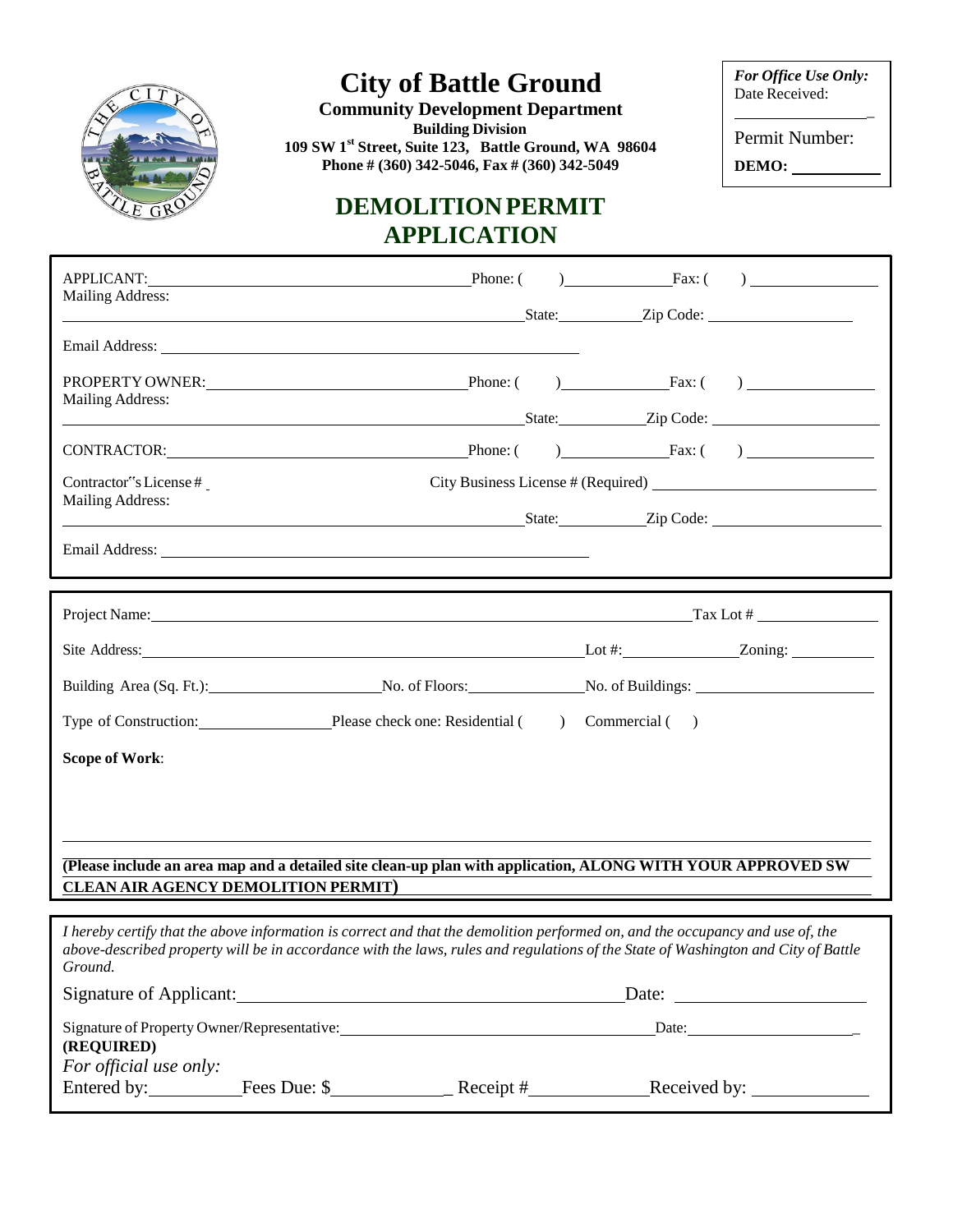# City of Battle Ground

**Community Development Department**
**Building Division**
**109 SW 1st Street, Suite 123, Battle Ground, WA 98604**
**Phone # (360) 342-5046, Fax # (360) 342-5049**

*For Office Use Only:*
Date Received: \_\_\_\_\_\_\_\_\_\_
Permit Number:
**DEMO:** \_\_\_\_\_\_\_\_\_\_

## DEMOLITION PERMIT APPLICATION

APPLICANT: \_\_\_\_\_\_\_\_\_\_\_\_\_\_\_\_\_\_\_\_ Phone: ( ) \_\_\_\_\_\_\_\_\_\_ Fax: ( ) \_\_\_\_\_\_\_\_\_\_
Mailing Address: \_\_\_\_\_\_\_\_\_\_\_\_\_\_\_\_\_\_\_\_ State: \_\_\_\_\_\_\_\_ Zip Code: \_\_\_\_\_\_\_\_\_\_

Email Address: \_\_\_\_\_\_\_\_\_\_\_\_\_\_\_\_\_\_\_\_

PROPERTY OWNER: \_\_\_\_\_\_\_\_\_\_\_\_\_\_\_\_\_\_\_\_ Phone: ( ) \_\_\_\_\_\_\_\_\_\_ Fax: ( ) \_\_\_\_\_\_\_\_\_\_
Mailing Address: \_\_\_\_\_\_\_\_\_\_\_\_\_\_\_\_\_\_\_\_ State: \_\_\_\_\_\_\_\_ Zip Code: \_\_\_\_\_\_\_\_\_\_

CONTRACTOR: \_\_\_\_\_\_\_\_\_\_\_\_\_\_\_\_\_\_\_\_ Phone: ( ) \_\_\_\_\_\_\_\_\_\_ Fax: ( ) \_\_\_\_\_\_\_\_\_\_

Contractor"s License # \_\_\_\_\_\_\_\_\_\_ City Business License # (Required) \_\_\_\_\_\_\_\_\_\_
Mailing Address: \_\_\_\_\_\_\_\_\_\_\_\_\_\_\_\_\_\_\_\_ State: \_\_\_\_\_\_\_\_ Zip Code: \_\_\_\_\_\_\_\_\_\_

Email Address: \_\_\_\_\_\_\_\_\_\_\_\_\_\_\_\_\_\_\_\_

Project Name: \_\_\_\_\_\_\_\_\_\_\_\_\_\_\_\_\_\_\_\_ Tax Lot # \_\_\_\_\_\_\_\_\_\_

Site Address: \_\_\_\_\_\_\_\_\_\_\_\_\_\_\_\_\_\_\_\_ Lot #: \_\_\_\_\_\_\_\_\_\_ Zoning: \_\_\_\_\_\_\_\_\_\_

Building Area (Sq. Ft.): \_\_\_\_\_\_\_\_\_\_ No. of Floors: \_\_\_\_\_\_\_\_\_\_ No. of Buildings: \_\_\_\_\_\_\_\_\_\_

Type of Construction: \_\_\_\_\_\_\_\_\_\_ Please check one: Residential ( ) Commercial ( )

**Scope of Work**:

**(Please include an area map and a detailed site clean-up plan with application, ALONG WITH YOUR APPROVED SW CLEAN AIR AGENCY DEMOLITION PERMIT)**

*I hereby certify that the above information is correct and that the demolition performed on, and the occupancy and use of, the above-described property will be in accordance with the laws, rules and regulations of the State of Washington and City of Battle Ground.*

Signature of Applicant: \_\_\_\_\_\_\_\_\_\_\_\_\_\_\_\_\_\_\_\_ Date: \_\_\_\_\_\_\_\_\_\_

Signature of Property Owner/Representative: \_\_\_\_\_\_\_\_\_\_\_\_\_\_\_\_\_\_\_\_ Date: \_\_\_\_\_\_\_\_\_\_
**(REQUIRED)**

*For official use only:*
Entered by: \_\_\_\_\_\_\_\_\_\_ Fees Due: $ \_\_\_\_\_\_\_\_\_\_ Receipt # \_\_\_\_\_\_\_\_\_\_ Received by: \_\_\_\_\_\_\_\_\_\_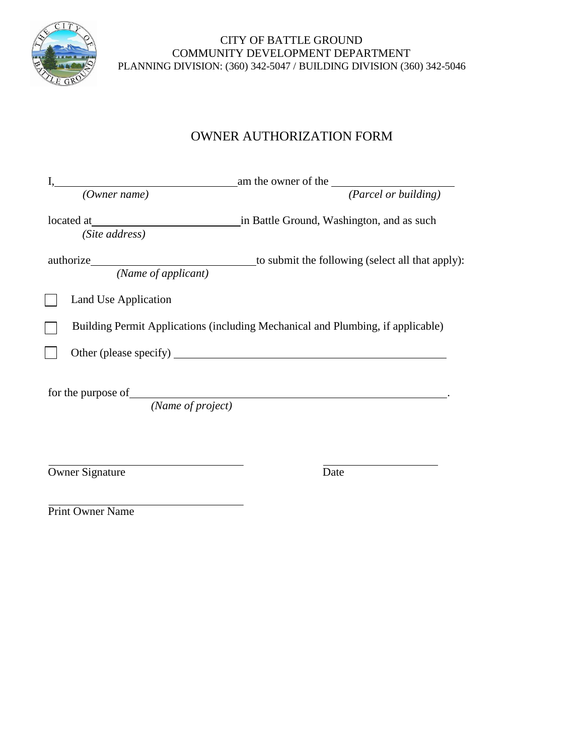CITY OF BATTLE GROUND
COMMUNITY DEVELOPMENT DEPARTMENT
PLANNING DIVISION: (360) 342-5047 / BUILDING DIVISION (360) 342-5046

# OWNER AUTHORIZATION FORM

I, ________________________________ am the owner of the ______________________
*(Owner name)* *(Parcel or building)*

located at __________________________ in Battle Ground, Washington, and as such
*(Site address)*

authorize _____________________________ to submit the following (select all that apply):
*(Name of applicant)*

- [ ] Land Use Application
- [ ] Building Permit Applications (including Mechanical and Plumbing, if applicable)
- [ ] Other (please specify) ________________________________________________

for the purpose of ____________________________________________________________.
*(Name of project)*

___________________________________ ____________________
Owner Signature Date

___________________________________
Print Owner Name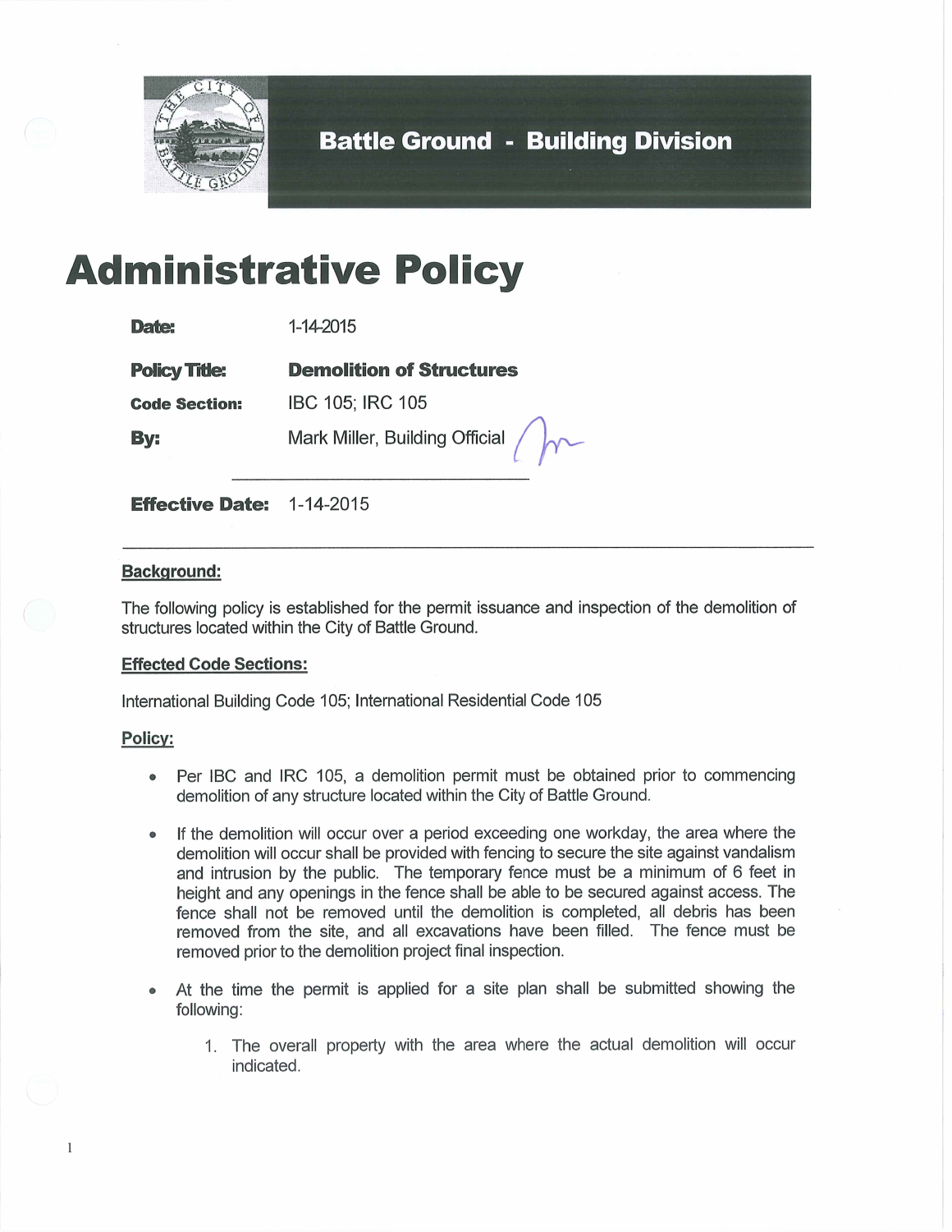Battle Ground - Building Division

# Administrative Policy

| | |
|---|---|
| **Date:** | 1-14-2015 |
| **Policy Title:** | **Demolition of Structures** |
| **Code Section:** | IBC 105; IRC 105 |
| **By:** | Mark Miller, Building Official |
| **Effective Date:** | 1-14-2015 |

---

**Background:**

The following policy is established for the permit issuance and inspection of the demolition of structures located within the City of Battle Ground.

**Effected Code Sections:**

International Building Code 105; International Residential Code 105

**Policy:**

- Per IBC and IRC 105, a demolition permit must be obtained prior to commencing demolition of any structure located within the City of Battle Ground.
- If the demolition will occur over a period exceeding one workday, the area where the demolition will occur shall be provided with fencing to secure the site against vandalism and intrusion by the public. The temporary fence must be a minimum of 6 feet in height and any openings in the fence shall be able to be secured against access. The fence shall not be removed until the demolition is completed, all debris has been removed from the site, and all excavations have been filled. The fence must be removed prior to the demolition project final inspection.
- At the time the permit is applied for a site plan shall be submitted showing the following:
    1. The overall property with the area where the actual demolition will occur indicated.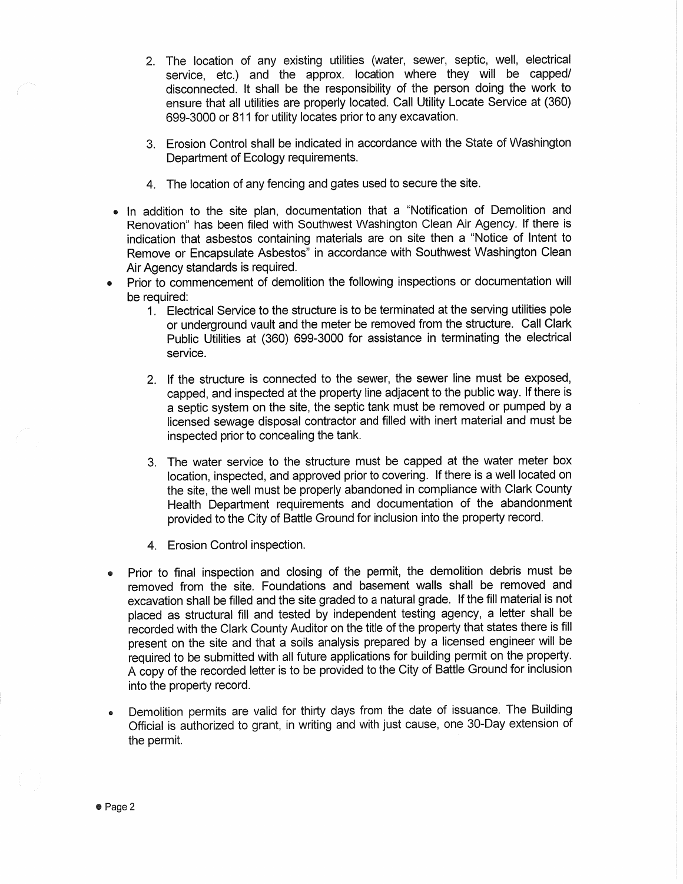2. The location of any existing utilities (water, sewer, septic, well, electrical service, etc.) and the approx. location where they will be capped/ disconnected. It shall be the responsibility of the person doing the work to ensure that all utilities are properly located. Call Utility Locate Service at (360) 699-3000 or 811 for utility locates prior to any excavation.

3. Erosion Control shall be indicated in accordance with the State of Washington Department of Ecology requirements.

4. The location of any fencing and gates used to secure the site.

- In addition to the site plan, documentation that a "Notification of Demolition and Renovation" has been filed with Southwest Washington Clean Air Agency. If there is indication that asbestos containing materials are on site then a "Notice of Intent to Remove or Encapsulate Asbestos" in accordance with Southwest Washington Clean Air Agency standards is required.
- Prior to commencement of demolition the following inspections or documentation will be required:
    1. Electrical Service to the structure is to be terminated at the serving utilities pole or underground vault and the meter be removed from the structure. Call Clark Public Utilities at (360) 699-3000 for assistance in terminating the electrical service.

    2. If the structure is connected to the sewer, the sewer line must be exposed, capped, and inspected at the property line adjacent to the public way. If there is a septic system on the site, the septic tank must be removed or pumped by a licensed sewage disposal contractor and filled with inert material and must be inspected prior to concealing the tank.

    3. The water service to the structure must be capped at the water meter box location, inspected, and approved prior to covering. If there is a well located on the site, the well must be properly abandoned in compliance with Clark County Health Department requirements and documentation of the abandonment provided to the City of Battle Ground for inclusion into the property record.

    4. Erosion Control inspection.

- Prior to final inspection and closing of the permit, the demolition debris must be removed from the site. Foundations and basement walls shall be removed and excavation shall be filled and the site graded to a natural grade. If the fill material is not placed as structural fill and tested by independent testing agency, a letter shall be recorded with the Clark County Auditor on the title of the property that states there is fill present on the site and that a soils analysis prepared by a licensed engineer will be required to be submitted with all future applications for building permit on the property. A copy of the recorded letter is to be provided to the City of Battle Ground for inclusion into the property record.

- Demolition permits are valid for thirty days from the date of issuance. The Building Official is authorized to grant, in writing and with just cause, one 30-Day extension of the permit.